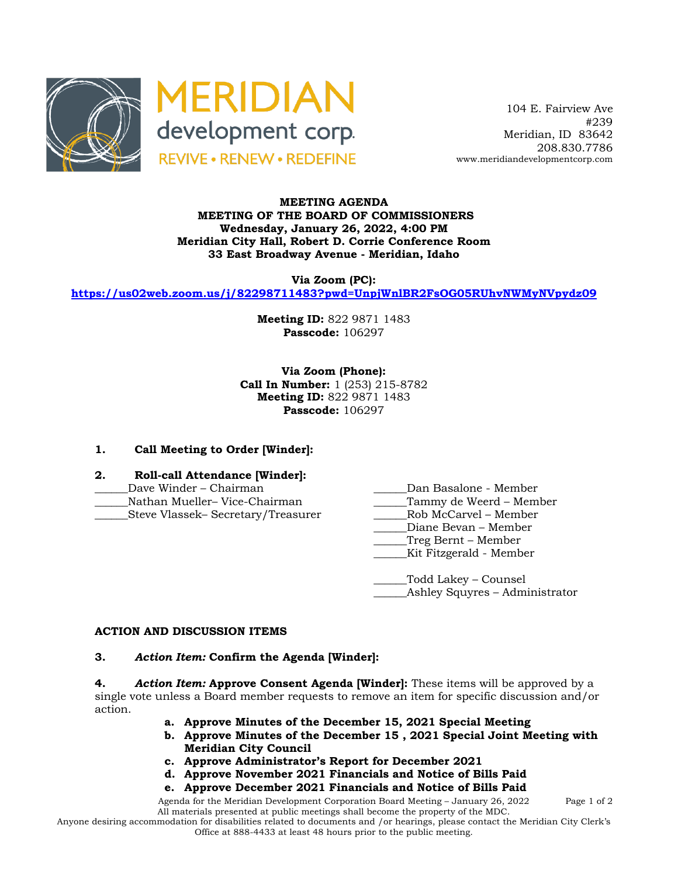MERIDIAN development corp.
REVIVE • RENEW • REDEFINE

104 E. Fairview Ave
#239
Meridian, ID 83642
208.830.7786
www.meridiandevelopmentcorp.com

**MEETING AGENDA**
**MEETING OF THE BOARD OF COMMISSIONERS**
**Wednesday, January 26, 2022, 4:00 PM**
**Meridian City Hall, Robert D. Corrie Conference Room**
**33 East Broadway Avenue - Meridian, Idaho**

**Via Zoom (PC):**
**https://us02web.zoom.us/j/82298711483?pwd=UnpjWnlBR2FsOG05RUhvNWMyNVpydz09**

**Meeting ID:** 822 9871 1483
**Passcode:** 106297

**Via Zoom (Phone):**
**Call In Number:** 1 (253) 215-8782
**Meeting ID:** 822 9871 1483
**Passcode:** 106297

**1. Call Meeting to Order [Winder]:**

**2. Roll-call Attendance [Winder]:**

______Dave Winder – Chairman
______Nathan Mueller– Vice-Chairman
______Steve Vlassek– Secretary/Treasurer
______Dan Basalone - Member
______Tammy de Weerd – Member
______Rob McCarvel – Member
______Diane Bevan – Member
______Treg Bernt – Member
______Kit Fitzgerald - Member

______Todd Lakey – Counsel
______Ashley Squyres – Administrator

**ACTION AND DISCUSSION ITEMS**

**3.** ***Action Item:*** **Confirm the Agenda [Winder]:**

**4.** ***Action Item:*** **Approve Consent Agenda [Winder]:** These items will be approved by a single vote unless a Board member requests to remove an item for specific discussion and/or action.

a. **Approve Minutes of the December 15, 2021 Special Meeting**
b. **Approve Minutes of the December 15 , 2021 Special Joint Meeting with Meridian City Council**
c. **Approve Administrator's Report for December 2021**
d. **Approve November 2021 Financials and Notice of Bills Paid**
e. **Approve December 2021 Financials and Notice of Bills Paid**

All materials presented at public meetings shall become the property of the MDC.
Anyone desiring accommodation for disabilities related to documents and /or hearings, please contact the Meridian City Clerk's Office at 888-4433 at least 48 hours prior to the public meeting.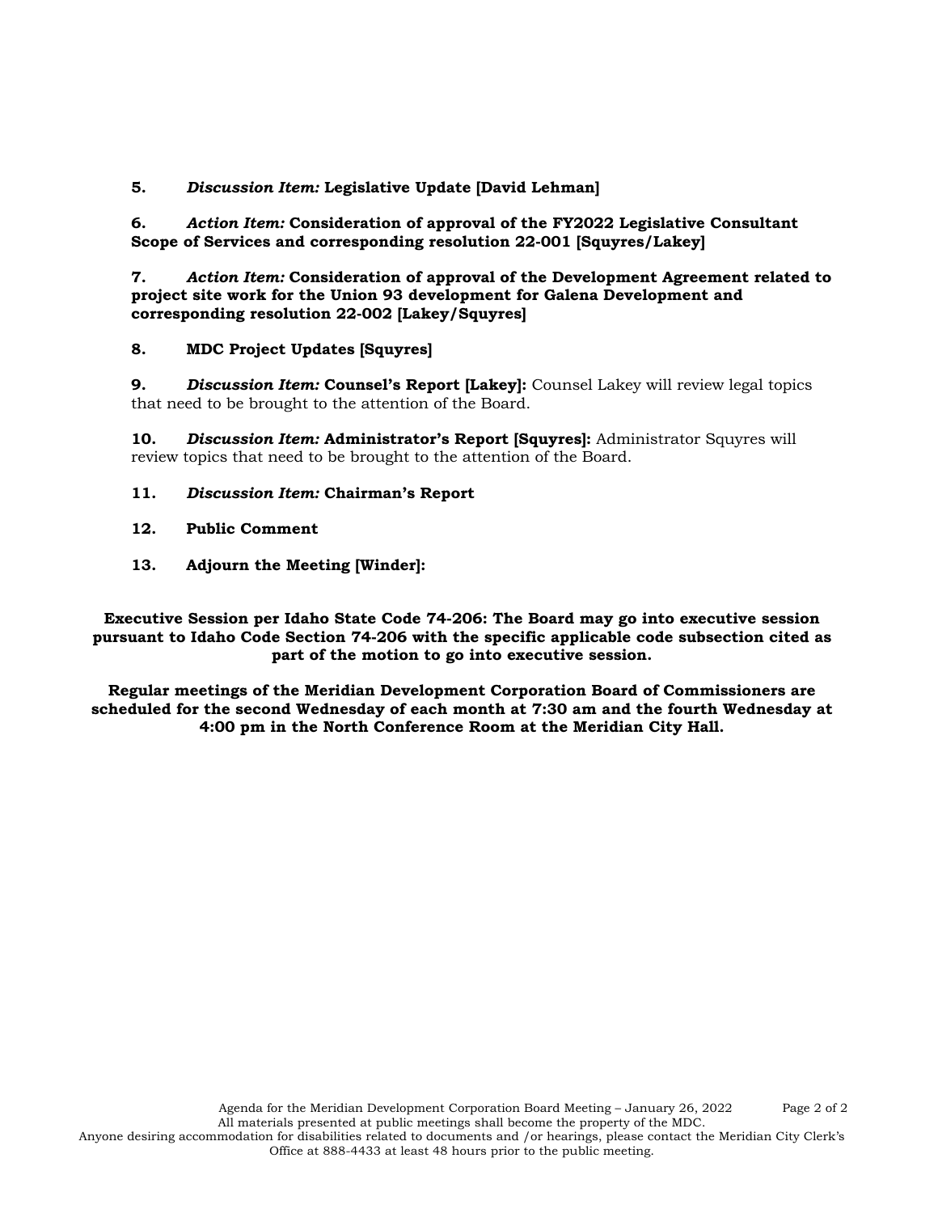**5.** ***Discussion Item:*** **Legislative Update [David Lehman]**

**6.** ***Action Item:*** **Consideration of approval of the FY2022 Legislative Consultant Scope of Services and corresponding resolution 22-001 [Squyres/Lakey]**

**7.** ***Action Item:*** **Consideration of approval of the Development Agreement related to project site work for the Union 93 development for Galena Development and corresponding resolution 22-002 [Lakey/Squyres]**

**8.** **MDC Project Updates [Squyres]**

**9.** ***Discussion Item:*** **Counsel's Report [Lakey]:** Counsel Lakey will review legal topics that need to be brought to the attention of the Board.

**10.** ***Discussion Item:*** **Administrator's Report [Squyres]:** Administrator Squyres will review topics that need to be brought to the attention of the Board.

**11.** ***Discussion Item:*** **Chairman's Report**

**12.** **Public Comment**

**13.** **Adjourn the Meeting [Winder]:**

**Executive Session per Idaho State Code 74-206: The Board may go into executive session pursuant to Idaho Code Section 74-206 with the specific applicable code subsection cited as part of the motion to go into executive session.**

**Regular meetings of the Meridian Development Corporation Board of Commissioners are scheduled for the second Wednesday of each month at 7:30 am and the fourth Wednesday at 4:00 pm in the North Conference Room at the Meridian City Hall.**

Agenda for the Meridian Development Corporation Board Meeting – January 26, 2022

All materials presented at public meetings shall become the property of the MDC.

Anyone desiring accommodation for disabilities related to documents and /or hearings, please contact the Meridian City Clerk's Office at 888-4433 at least 48 hours prior to the public meeting.